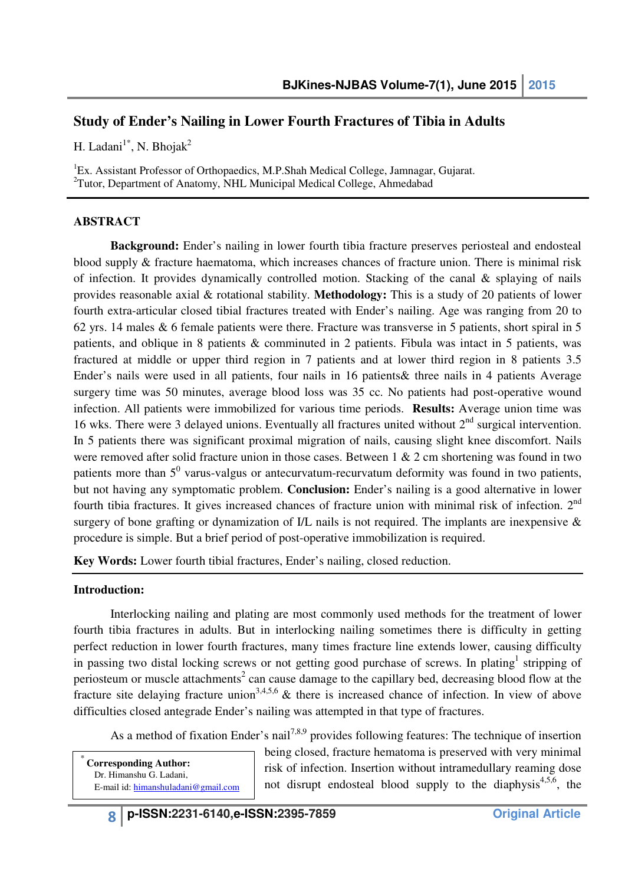# Study of Ender's Nailing in Lower Fourth Fractures of Tibia in Adults

H. Ladani[1*], N. Bhojak[2]

[1]Ex. Assistant Professor of Orthopaedics, M.P.Shah Medical College, Jamnagar, Gujarat.
[2]Tutor, Department of Anatomy, NHL Municipal Medical College, Ahmedabad

## ABSTRACT

**Background:** Ender's nailing in lower fourth tibia fracture preserves periosteal and endosteal blood supply & fracture haematoma, which increases chances of fracture union. There is minimal risk of infection. It provides dynamically controlled motion. Stacking of the canal & splaying of nails provides reasonable axial & rotational stability. **Methodology:** This is a study of 20 patients of lower fourth extra-articular closed tibial fractures treated with Ender's nailing. Age was ranging from 20 to 62 yrs. 14 males & 6 female patients were there. Fracture was transverse in 5 patients, short spiral in 5 patients, and oblique in 8 patients & comminuted in 2 patients. Fibula was intact in 5 patients, was fractured at middle or upper third region in 7 patients and at lower third region in 8 patients 3.5 Ender's nails were used in all patients, four nails in 16 patients& three nails in 4 patients Average surgery time was 50 minutes, average blood loss was 35 cc. No patients had post-operative wound infection. All patients were immobilized for various time periods. **Results:** Average union time was 16 wks. There were 3 delayed unions. Eventually all fractures united without 2[nd] surgical intervention. In 5 patients there was significant proximal migration of nails, causing slight knee discomfort. Nails were removed after solid fracture union in those cases. Between 1 & 2 cm shortening was found in two patients more than $5^0$ varus-valgus or antecurvatum-recurvatum deformity was found in two patients, but not having any symptomatic problem. **Conclusion:** Ender's nailing is a good alternative in lower fourth tibia fractures. It gives increased chances of fracture union with minimal risk of infection. 2[nd] surgery of bone grafting or dynamization of I/L nails is not required. The implants are inexpensive & procedure is simple. But a brief period of post-operative immobilization is required.

**Key Words:** Lower fourth tibial fractures, Ender's nailing, closed reduction.

## Introduction:

Interlocking nailing and plating are most commonly used methods for the treatment of lower fourth tibia fractures in adults. But in interlocking nailing sometimes there is difficulty in getting perfect reduction in lower fourth fractures, many times fracture line extends lower, causing difficulty in passing two distal locking screws or not getting good purchase of screws. In plating[1] stripping of periosteum or muscle attachments[2] can cause damage to the capillary bed, decreasing blood flow at the fracture site delaying fracture union[3,4,5,6] & there is increased chance of infection. In view of above difficulties closed antegrade Ender's nailing was attempted in that type of fractures.

As a method of fixation Ender's nail[7,8,9] provides following features: The technique of insertion being closed, fracture hematoma is preserved with very minimal risk of infection. Insertion without intramedullary reaming dose not disrupt endosteal blood supply to the diaphysis[4,5,6], the

[*] **Corresponding Author:**
Dr. Himanshu G. Ladani,
E-mail id: himanshuladani@gmail.com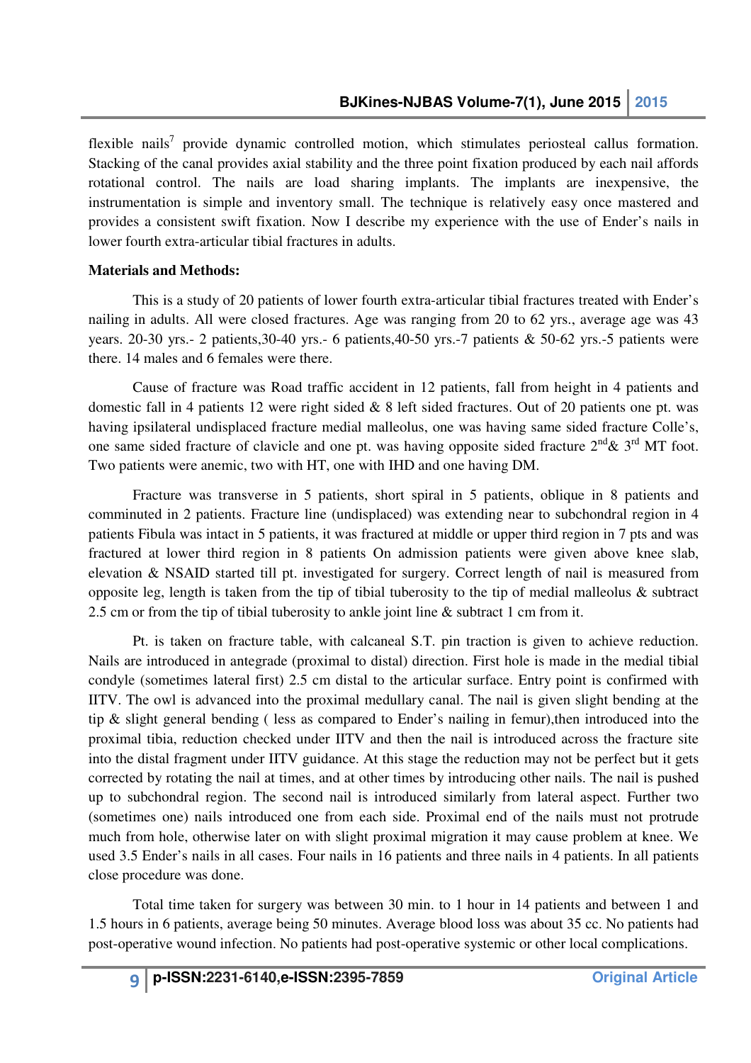flexible nails[7] provide dynamic controlled motion, which stimulates periosteal callus formation. Stacking of the canal provides axial stability and the three point fixation produced by each nail affords rotational control. The nails are load sharing implants. The implants are inexpensive, the instrumentation is simple and inventory small. The technique is relatively easy once mastered and provides a consistent swift fixation. Now I describe my experience with the use of Ender's nails in lower fourth extra-articular tibial fractures in adults.

**Materials and Methods:**

This is a study of 20 patients of lower fourth extra-articular tibial fractures treated with Ender's nailing in adults. All were closed fractures. Age was ranging from 20 to 62 yrs., average age was 43 years. 20-30 yrs.- 2 patients,30-40 yrs.- 6 patients,40-50 yrs.-7 patients & 50-62 yrs.-5 patients were there. 14 males and 6 females were there.

Cause of fracture was Road traffic accident in 12 patients, fall from height in 4 patients and domestic fall in 4 patients 12 were right sided & 8 left sided fractures. Out of 20 patients one pt. was having ipsilateral undisplaced fracture medial malleolus, one was having same sided fracture Colle's, one same sided fracture of clavicle and one pt. was having opposite sided fracture 2nd& 3rd MT foot. Two patients were anemic, two with HT, one with IHD and one having DM.

Fracture was transverse in 5 patients, short spiral in 5 patients, oblique in 8 patients and comminuted in 2 patients. Fracture line (undisplaced) was extending near to subchondral region in 4 patients Fibula was intact in 5 patients, it was fractured at middle or upper third region in 7 pts and was fractured at lower third region in 8 patients On admission patients were given above knee slab, elevation & NSAID started till pt. investigated for surgery. Correct length of nail is measured from opposite leg, length is taken from the tip of tibial tuberosity to the tip of medial malleolus & subtract 2.5 cm or from the tip of tibial tuberosity to ankle joint line & subtract 1 cm from it.

Pt. is taken on fracture table, with calcaneal S.T. pin traction is given to achieve reduction. Nails are introduced in antegrade (proximal to distal) direction. First hole is made in the medial tibial condyle (sometimes lateral first) 2.5 cm distal to the articular surface. Entry point is confirmed with IITV. The owl is advanced into the proximal medullary canal. The nail is given slight bending at the tip & slight general bending ( less as compared to Ender's nailing in femur),then introduced into the proximal tibia, reduction checked under IITV and then the nail is introduced across the fracture site into the distal fragment under IITV guidance. At this stage the reduction may not be perfect but it gets corrected by rotating the nail at times, and at other times by introducing other nails. The nail is pushed up to subchondral region. The second nail is introduced similarly from lateral aspect. Further two (sometimes one) nails introduced one from each side. Proximal end of the nails must not protrude much from hole, otherwise later on with slight proximal migration it may cause problem at knee. We used 3.5 Ender's nails in all cases. Four nails in 16 patients and three nails in 4 patients. In all patients close procedure was done.

Total time taken for surgery was between 30 min. to 1 hour in 14 patients and between 1 and 1.5 hours in 6 patients, average being 50 minutes. Average blood loss was about 35 cc. No patients had post-operative wound infection. No patients had post-operative systemic or other local complications.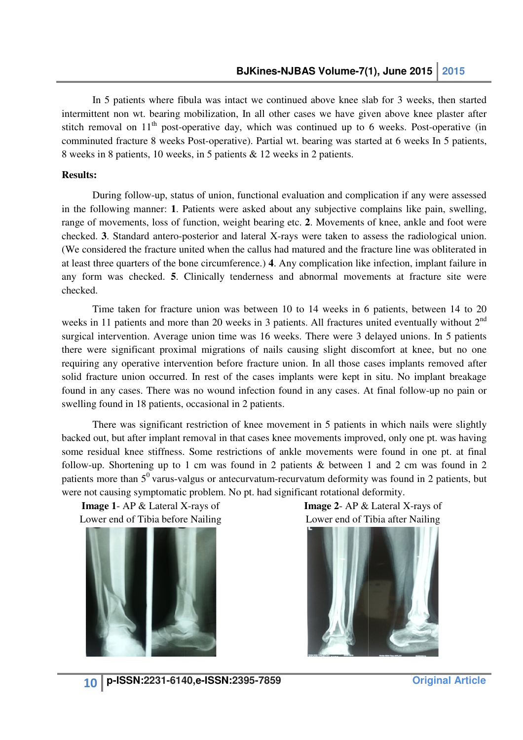In 5 patients where fibula was intact we continued above knee slab for 3 weeks, then started intermittent non wt. bearing mobilization, In all other cases we have given above knee plaster after stitch removal on 11th post-operative day, which was continued up to 6 weeks. Post-operative (in comminuted fracture 8 weeks Post-operative). Partial wt. bearing was started at 6 weeks In 5 patients, 8 weeks in 8 patients, 10 weeks, in 5 patients & 12 weeks in 2 patients.

**Results:**

During follow-up, status of union, functional evaluation and complication if any were assessed in the following manner: **1**. Patients were asked about any subjective complains like pain, swelling, range of movements, loss of function, weight bearing etc. **2**. Movements of knee, ankle and foot were checked. **3**. Standard antero-posterior and lateral X-rays were taken to assess the radiological union. (We considered the fracture united when the callus had matured and the fracture line was obliterated in at least three quarters of the bone circumference.) **4**. Any complication like infection, implant failure in any form was checked. **5**. Clinically tenderness and abnormal movements at fracture site were checked.

Time taken for fracture union was between 10 to 14 weeks in 6 patients, between 14 to 20 weeks in 11 patients and more than 20 weeks in 3 patients. All fractures united eventually without 2nd surgical intervention. Average union time was 16 weeks. There were 3 delayed unions. In 5 patients there were significant proximal migrations of nails causing slight discomfort at knee, but no one requiring any operative intervention before fracture union. In all those cases implants removed after solid fracture union occurred. In rest of the cases implants were kept in situ. No implant breakage found in any cases. There was no wound infection found in any cases. At final follow-up no pain or swelling found in 18 patients, occasional in 2 patients.

There was significant restriction of knee movement in 5 patients in which nails were slightly backed out, but after implant removal in that cases knee movements improved, only one pt. was having some residual knee stiffness. Some restrictions of ankle movements were found in one pt. at final follow-up. Shortening up to 1 cm was found in 2 patients & between 1 and 2 cm was found in 2 patients more than $5^0$ varus-valgus or antecurvatum-recurvatum deformity was found in 2 patients, but were not causing symptomatic problem. No pt. had significant rotational deformity.

**Image 1**- AP & Lateral X-rays of Lower end of Tibia before Nailing

**Image 2**- AP & Lateral X-rays of Lower end of Tibia after Nailing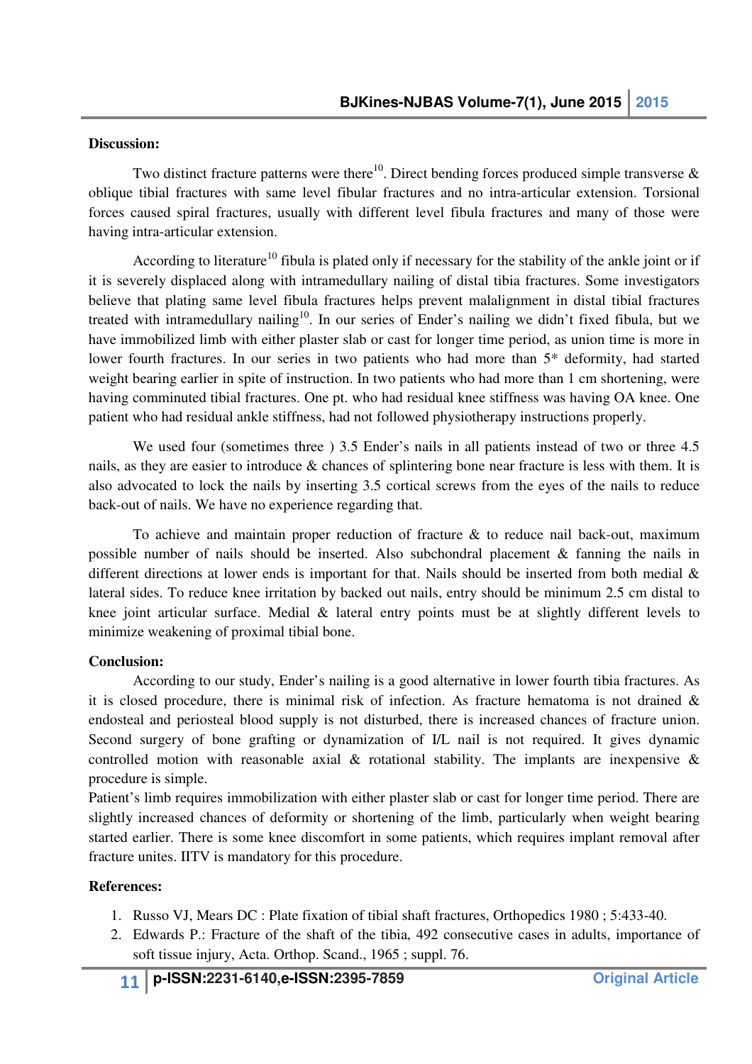**Discussion:**

Two distinct fracture patterns were there[10]. Direct bending forces produced simple transverse & oblique tibial fractures with same level fibular fractures and no intra-articular extension. Torsional forces caused spiral fractures, usually with different level fibula fractures and many of those were having intra-articular extension.

According to literature[10] fibula is plated only if necessary for the stability of the ankle joint or if it is severely displaced along with intramedullary nailing of distal tibia fractures. Some investigators believe that plating same level fibula fractures helps prevent malalignment in distal tibial fractures treated with intramedullary nailing[10]. In our series of Ender's nailing we didn't fixed fibula, but we have immobilized limb with either plaster slab or cast for longer time period, as union time is more in lower fourth fractures. In our series in two patients who had more than 5* deformity, had started weight bearing earlier in spite of instruction. In two patients who had more than 1 cm shortening, were having comminuted tibial fractures. One pt. who had residual knee stiffness was having OA knee. One patient who had residual ankle stiffness, had not followed physiotherapy instructions properly.

We used four (sometimes three ) 3.5 Ender's nails in all patients instead of two or three 4.5 nails, as they are easier to introduce & chances of splintering bone near fracture is less with them. It is also advocated to lock the nails by inserting 3.5 cortical screws from the eyes of the nails to reduce back-out of nails. We have no experience regarding that.

To achieve and maintain proper reduction of fracture & to reduce nail back-out, maximum possible number of nails should be inserted. Also subchondral placement & fanning the nails in different directions at lower ends is important for that. Nails should be inserted from both medial & lateral sides. To reduce knee irritation by backed out nails, entry should be minimum 2.5 cm distal to knee joint articular surface. Medial & lateral entry points must be at slightly different levels to minimize weakening of proximal tibial bone.

**Conclusion:**

According to our study, Ender's nailing is a good alternative in lower fourth tibia fractures. As it is closed procedure, there is minimal risk of infection. As fracture hematoma is not drained & endosteal and periosteal blood supply is not disturbed, there is increased chances of fracture union. Second surgery of bone grafting or dynamization of I/L nail is not required. It gives dynamic controlled motion with reasonable axial & rotational stability. The implants are inexpensive & procedure is simple.

Patient's limb requires immobilization with either plaster slab or cast for longer time period. There are slightly increased chances of deformity or shortening of the limb, particularly when weight bearing started earlier. There is some knee discomfort in some patients, which requires implant removal after fracture unites. IITV is mandatory for this procedure.

**References:**

1. Russo VJ, Mears DC : Plate fixation of tibial shaft fractures, Orthopedics 1980 ; 5:433-40.
2. Edwards P.: Fracture of the shaft of the tibia, 492 consecutive cases in adults, importance of soft tissue injury, Acta. Orthop. Scand., 1965 ; suppl. 76.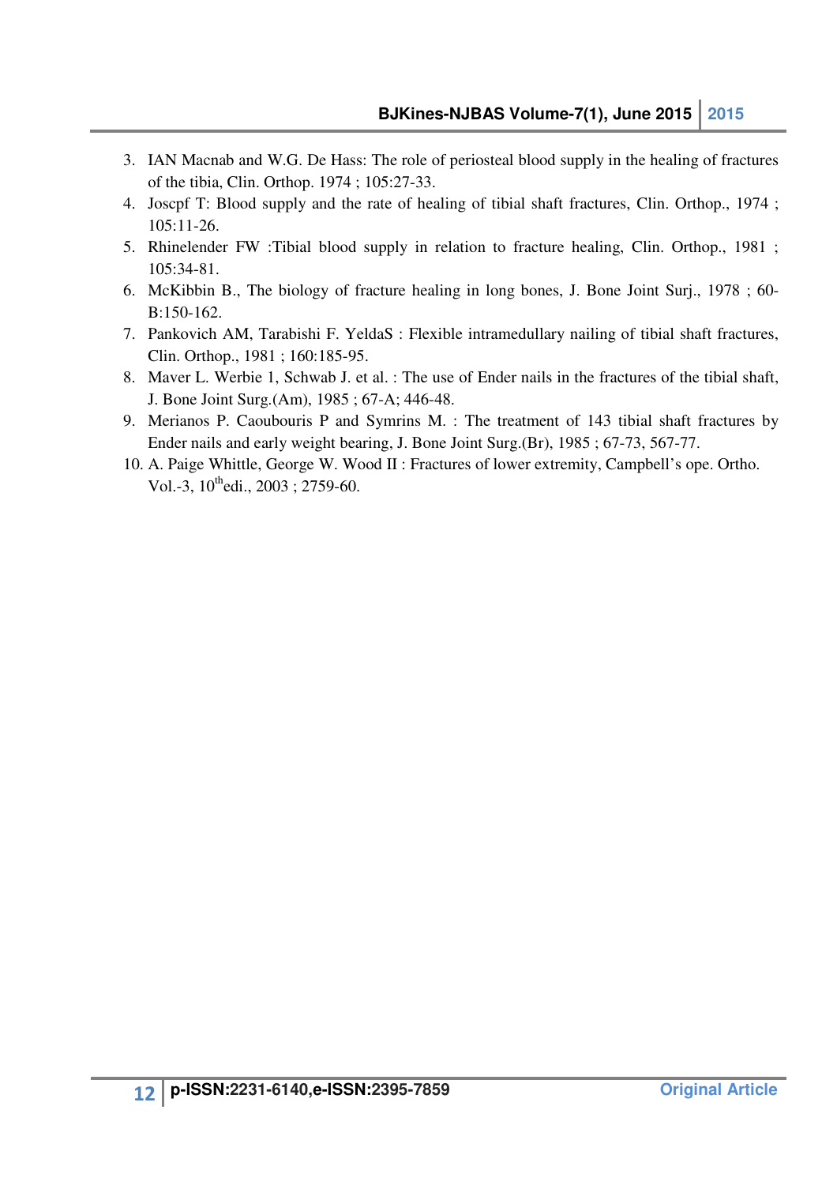3. IAN Macnab and W.G. De Hass: The role of periosteal blood supply in the healing of fractures of the tibia, Clin. Orthop. 1974 ; 105:27-33.
4. Joscpf T: Blood supply and the rate of healing of tibial shaft fractures, Clin. Orthop., 1974 ; 105:11-26.
5. Rhinelender FW :Tibial blood supply in relation to fracture healing, Clin. Orthop., 1981 ; 105:34-81.
6. McKibbin B., The biology of fracture healing in long bones, J. Bone Joint Surj., 1978 ; 60-B:150-162.
7. Pankovich AM, Tarabishi F. YeldaS : Flexible intramedullary nailing of tibial shaft fractures, Clin. Orthop., 1981 ; 160:185-95.
8. Maver L. Werbie 1, Schwab J. et al. : The use of Ender nails in the fractures of the tibial shaft, J. Bone Joint Surg.(Am), 1985 ; 67-A; 446-48.
9. Merianos P. Caoubouris P and Symrins M. : The treatment of 143 tibial shaft fractures by Ender nails and early weight bearing, J. Bone Joint Surg.(Br), 1985 ; 67-73, 567-77.
10. A. Paige Whittle, George W. Wood II : Fractures of lower extremity, Campbell's ope. Ortho. Vol.-3, 10th edi., 2003 ; 2759-60.